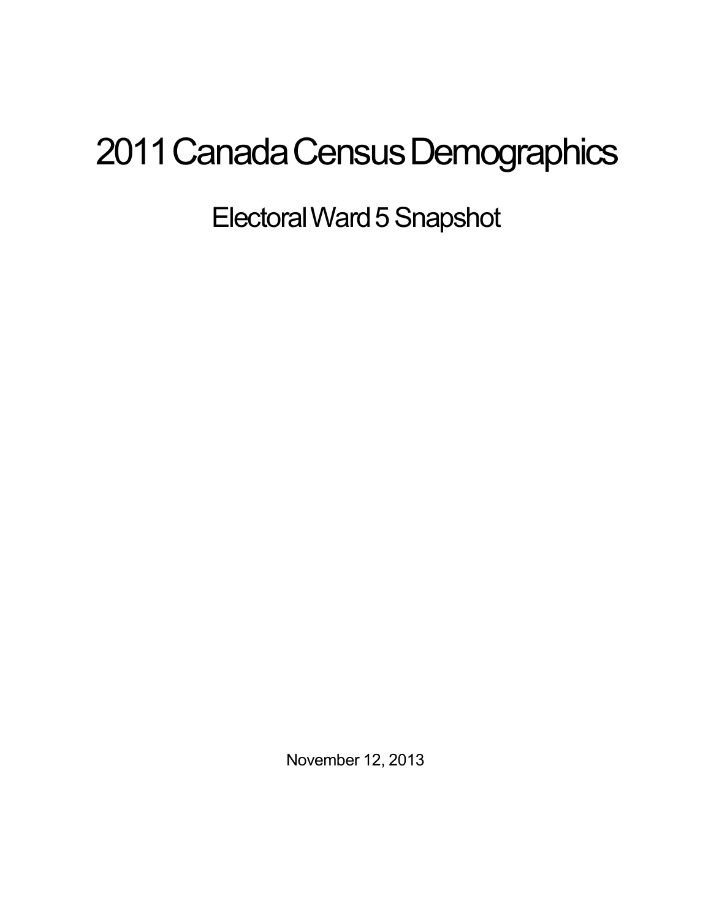# 2011 Canada Census Demographics

## Electoral Ward 5 Snapshot

November 12, 2013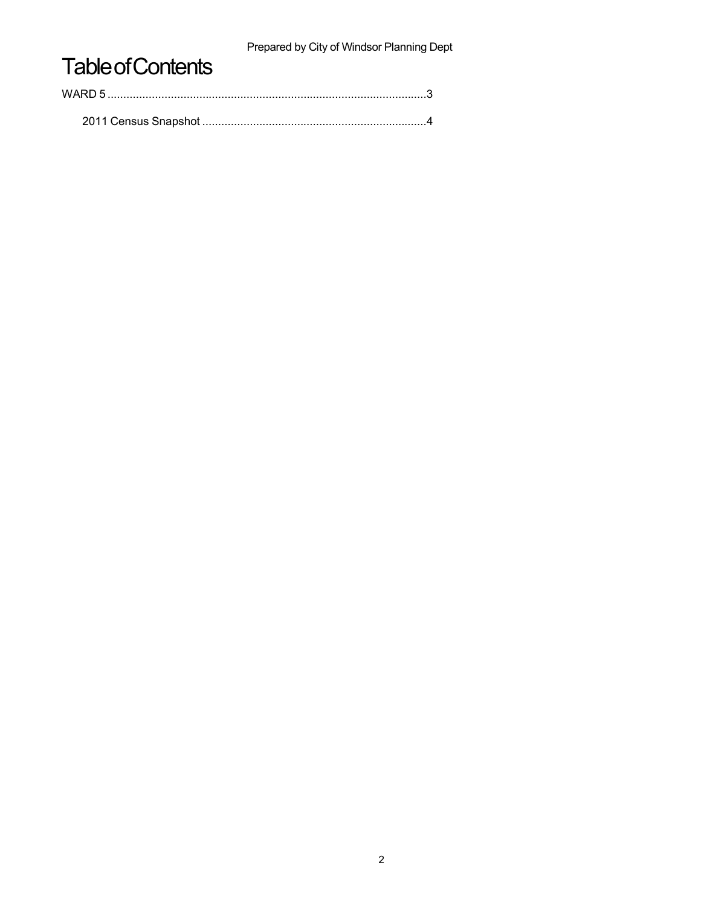# Table of Contents

WARD 5 ....................................................................................................3

2011 Census Snapshot ......................................................................4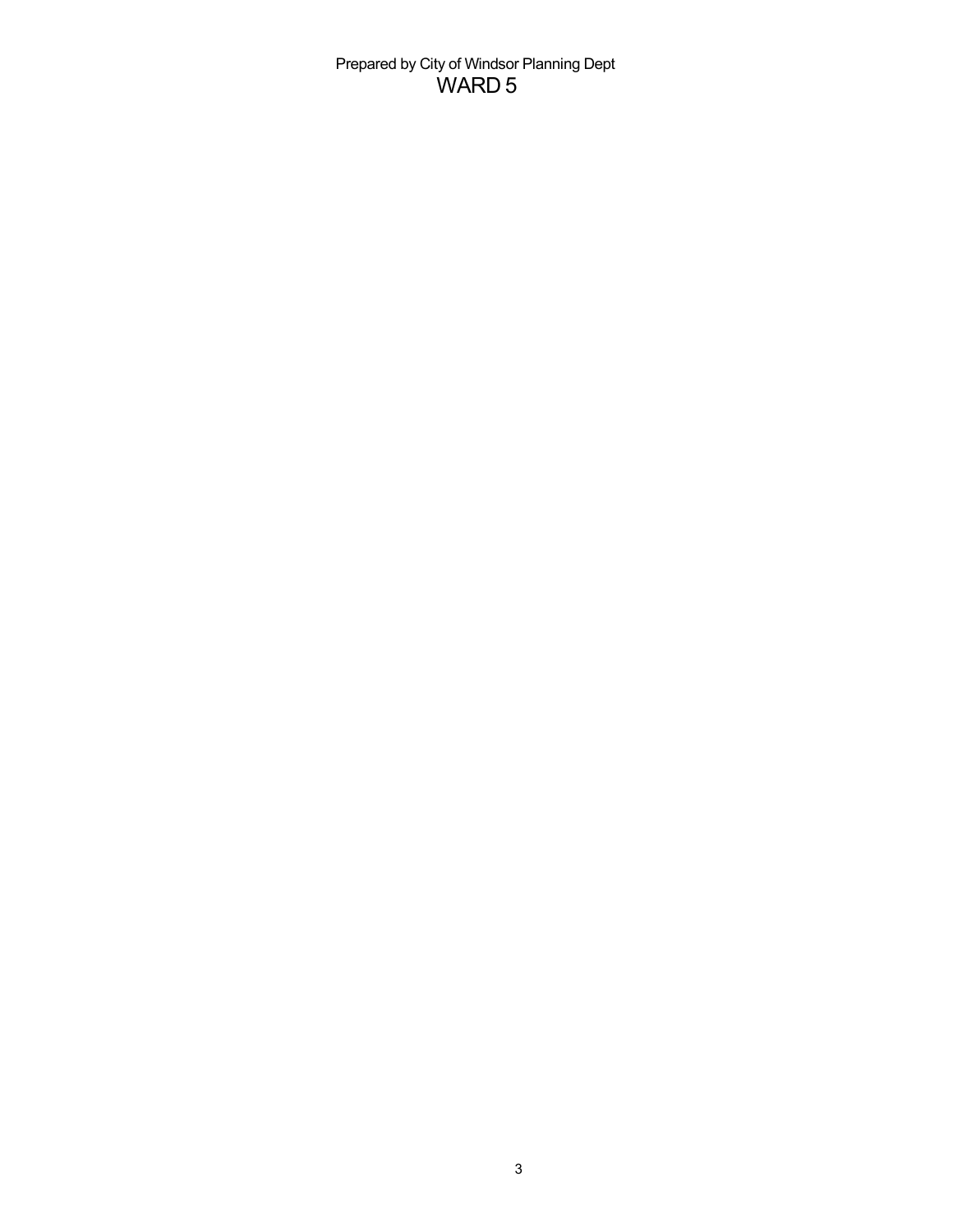Prepared by City of Windsor Planning Dept

# WARD 5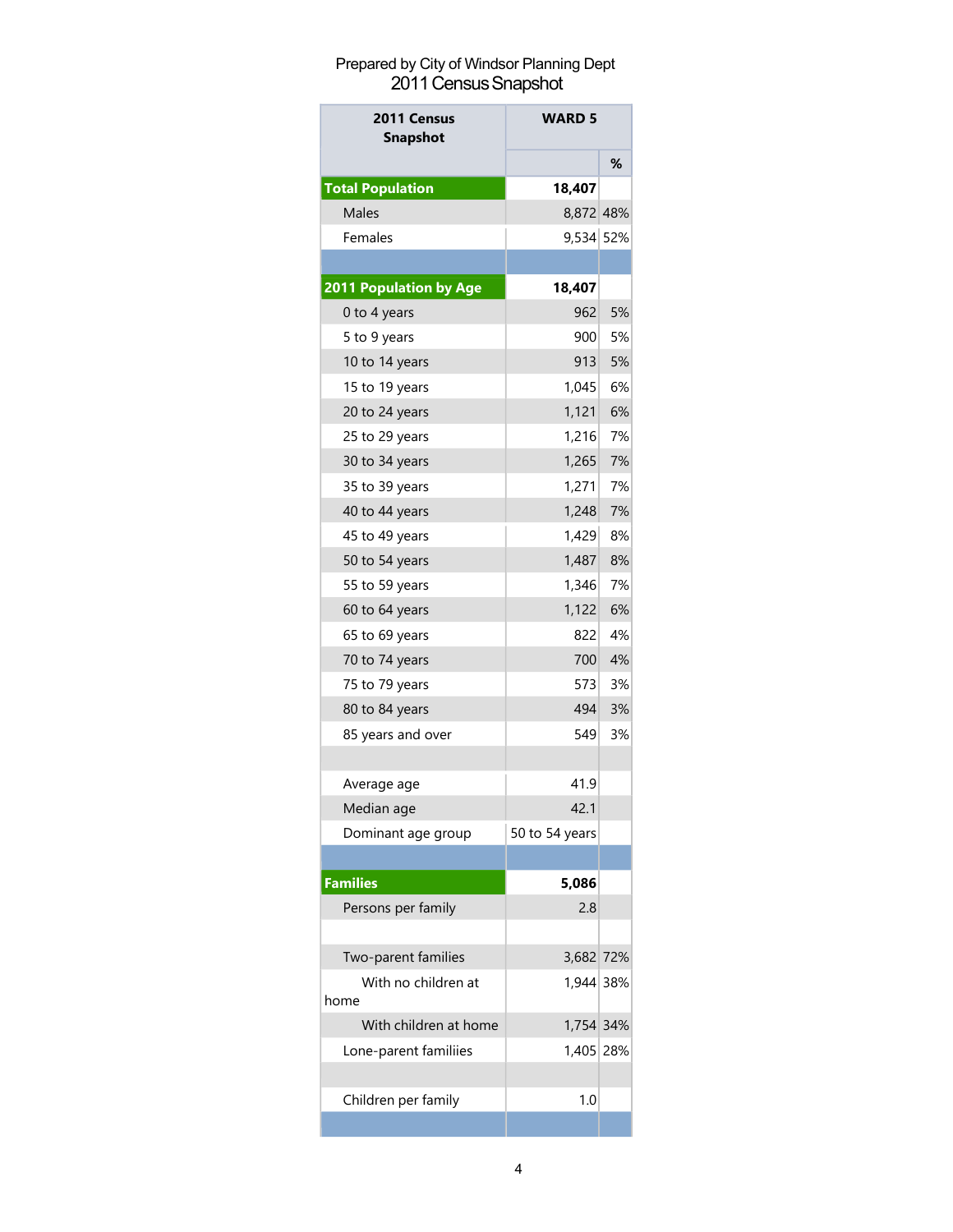Prepared by City of Windsor Planning Dept

# 2011 Census Snapshot

| 2011 Census Snapshot | WARD 5 | |
|---|---|---|
| | | % |
| **Total Population** | **18,407** | |
| Males | 8,872 | 48% |
| Females | 9,534 | 52% |
| | | |
| **2011 Population by Age** | **18,407** | |
| 0 to 4 years | 962 | 5% |
| 5 to 9 years | 900 | 5% |
| 10 to 14 years | 913 | 5% |
| 15 to 19 years | 1,045 | 6% |
| 20 to 24 years | 1,121 | 6% |
| 25 to 29 years | 1,216 | 7% |
| 30 to 34 years | 1,265 | 7% |
| 35 to 39 years | 1,271 | 7% |
| 40 to 44 years | 1,248 | 7% |
| 45 to 49 years | 1,429 | 8% |
| 50 to 54 years | 1,487 | 8% |
| 55 to 59 years | 1,346 | 7% |
| 60 to 64 years | 1,122 | 6% |
| 65 to 69 years | 822 | 4% |
| 70 to 74 years | 700 | 4% |
| 75 to 79 years | 573 | 3% |
| 80 to 84 years | 494 | 3% |
| 85 years and over | 549 | 3% |
| | | |
| Average age | 41.9 | |
| Median age | 42.1 | |
| Dominant age group | 50 to 54 years | |
| | | |
| **Families** | **5,086** | |
| Persons per family | 2.8 | |
| | | |
| Two-parent families | 3,682 | 72% |
| With no children at home | 1,944 | 38% |
| With children at home | 1,754 | 34% |
| Lone-parent familiies | 1,405 | 28% |
| | | |
| Children per family | 1.0 | |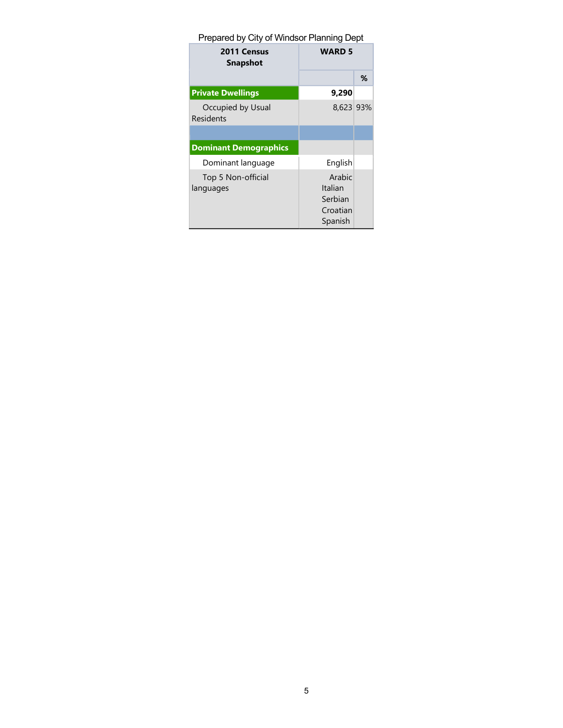Prepared by City of Windsor Planning Dept

| 2011 Census Snapshot | WARD 5 | |
|---|---|---|
| | | % |
| **Private Dwellings** | **9,290** | |
| Occupied by Usual Residents | 8,623 | 93% |
| | | |
| **Dominant Demographics** | | |
| Dominant language | English | |
| Top 5 Non-official languages | Arabic<br>Italian<br>Serbian<br>Croatian<br>Spanish | |